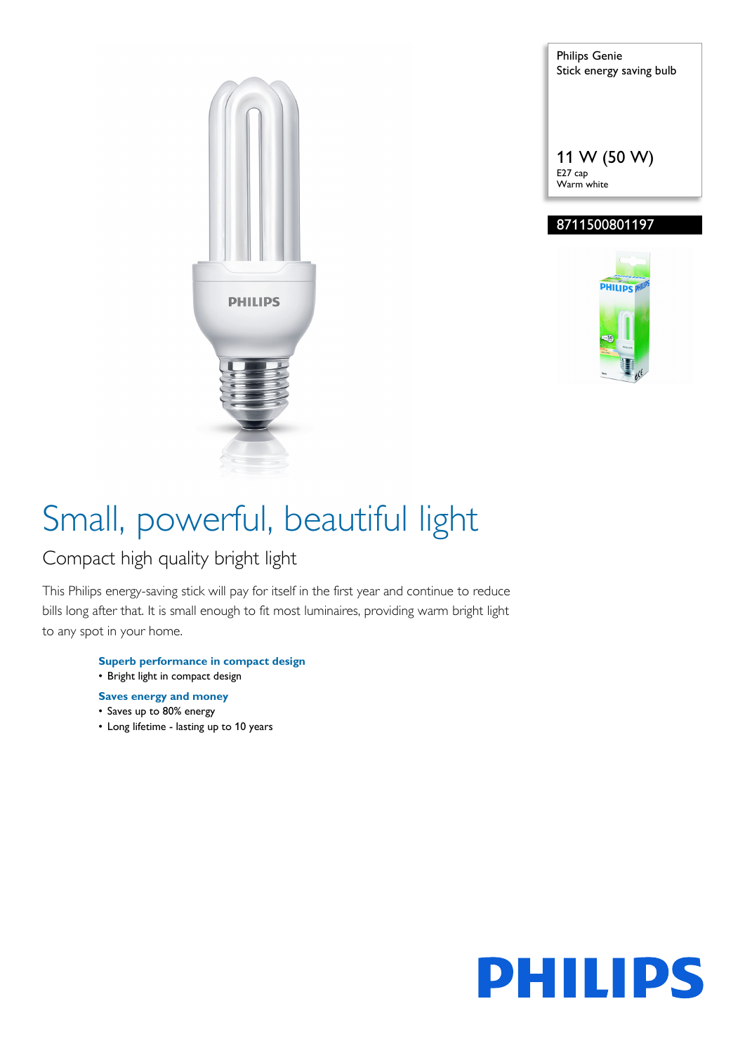Philips Genie
Stick energy saving bulb

11 W (50 W)
E27 cap
Warm white

8711500801197

# Small, powerful, beautiful light

## Compact high quality bright light

This Philips energy-saving stick will pay for itself in the first year and continue to reduce bills long after that. It is small enough to fit most luminaires, providing warm bright light to any spot in your home.

**Superb performance in compact design**
- Bright light in compact design

**Saves energy and money**
- Saves up to 80% energy
- Long lifetime - lasting up to 10 years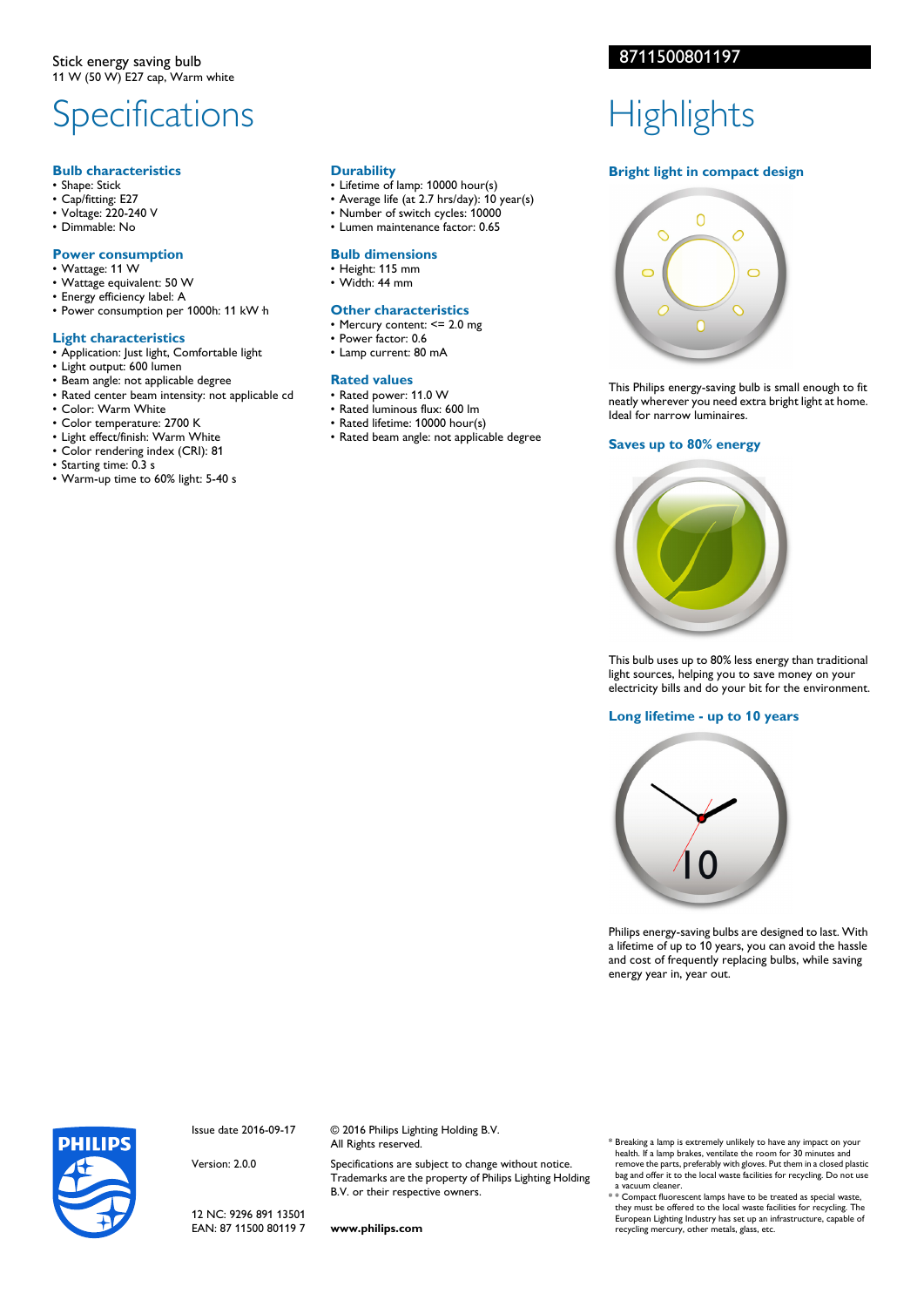Stick energy saving bulb
11 W (50 W) E27 cap, Warm white

8711500801197

# Specifications

### Bulb characteristics
- Shape: Stick
- Cap/fitting: E27
- Voltage: 220-240 V
- Dimmable: No

### Power consumption
- Wattage: 11 W
- Wattage equivalent: 50 W
- Energy efficiency label: A
- Power consumption per 1000h: 11 kW h

### Light characteristics
- Application: Just light, Comfortable light
- Light output: 600 lumen
- Beam angle: not applicable degree
- Rated center beam intensity: not applicable cd
- Color: Warm White
- Color temperature: 2700 K
- Light effect/finish: Warm White
- Color rendering index (CRI): 81
- Starting time: 0.3 s
- Warm-up time to 60% light: 5-40 s

### Durability
- Lifetime of lamp: 10000 hour(s)
- Average life (at 2.7 hrs/day): 10 year(s)
- Number of switch cycles: 10000
- Lumen maintenance factor: 0.65

### Bulb dimensions
- Height: 115 mm
- Width: 44 mm

### Other characteristics
- Mercury content: <= 2.0 mg
- Power factor: 0.6
- Lamp current: 80 mA

### Rated values
- Rated power: 11.0 W
- Rated luminous flux: 600 lm
- Rated lifetime: 10000 hour(s)
- Rated beam angle: not applicable degree

# Highlights

### Bright light in compact design

This Philips energy-saving bulb is small enough to fit neatly wherever you need extra bright light at home. Ideal for narrow luminaires.

### Saves up to 80% energy

This bulb uses up to 80% less energy than traditional light sources, helping you to save money on your electricity bills and do your bit for the environment.

### Long lifetime - up to 10 years

Philips energy-saving bulbs are designed to last. With a lifetime of up to 10 years, you can avoid the hassle and cost of frequently replacing bulbs, while saving energy year in, year out.

Issue date 2016-09-17

Version: 2.0.0

12 NC: 9296 891 13501
EAN: 87 11500 80119 7

© 2016 Philips Lighting Holding B.V.
All Rights reserved.

Specifications are subject to change without notice. Trademarks are the property of Philips Lighting Holding B.V. or their respective owners.

**www.philips.com**

\* Breaking a lamp is extremely unlikely to have any impact on your health. If a lamp brakes, ventilate the room for 30 minutes and remove the parts, preferably with gloves. Put them in a closed plastic bag and offer it to the local waste facilities for recycling. Do not use a vacuum cleaner.

\* \* Compact fluorescent lamps have to be treated as special waste, they must be offered to the local waste facilities for recycling. The European Lighting Industry has set up an infrastructure, capable of recycling mercury, other metals, glass, etc.